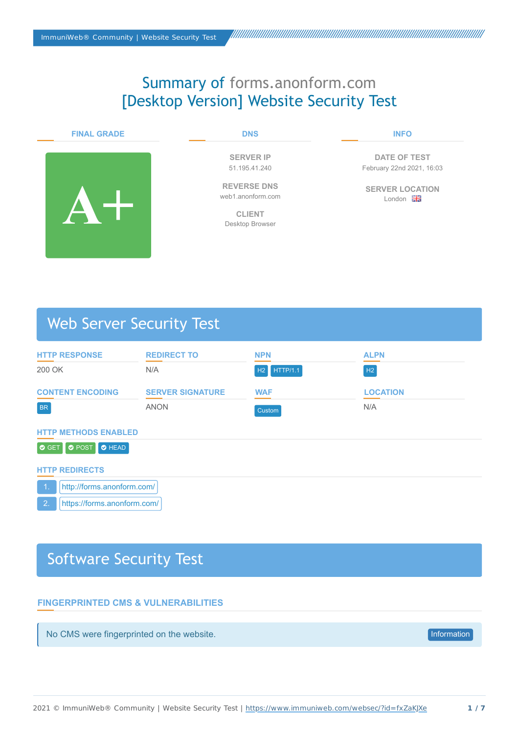# Summary of forms.anonform.com [Desktop Version] Website Security Test

**FINAL GRADE**

A+

**DNS**

**SERVER IP**
51.195.41.240

**REVERSE DNS**
web1.anonform.com

**CLIENT**
Desktop Browser

**INFO**

**DATE OF TEST**
February 22nd 2021, 16:03

**SERVER LOCATION**
London

## Web Server Security Test

| HTTP RESPONSE | REDIRECT TO | NPN | ALPN |
| --- | --- | --- | --- |
| 200 OK | N/A | H2 HTTP/1.1 | H2 |

| CONTENT ENCODING | SERVER SIGNATURE | WAF | LOCATION |
| --- | --- | --- | --- |
| BR | ANON | Custom | N/A |

**HTTP METHODS ENABLED**

GET POST HEAD

**HTTP REDIRECTS**

1. http://forms.anonform.com/
2. https://forms.anonform.com/

## Software Security Test

**FINGERPRINTED CMS & VULNERABILITIES**

No CMS were fingerprinted on the website. Information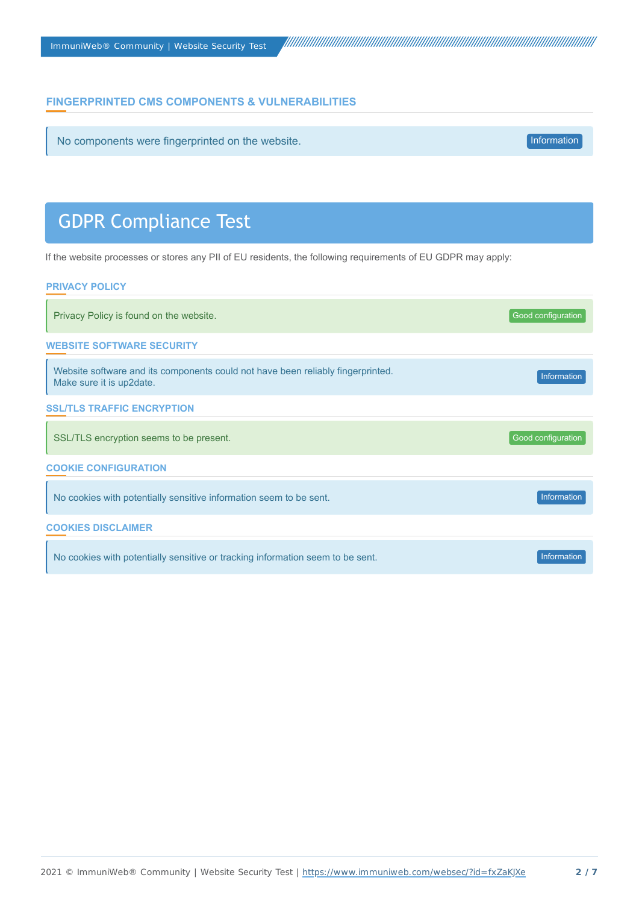### FINGERPRINTED CMS COMPONENTS & VULNERABILITIES

No components were fingerprinted on the website. **Information**

## GDPR Compliance Test

If the website processes or stores any PII of EU residents, the following requirements of EU GDPR may apply:

### PRIVACY POLICY

Privacy Policy is found on the website. **Good configuration**

### WEBSITE SOFTWARE SECURITY

Website software and its components could not have been reliably fingerprinted.
Make sure it is up2date. **Information**

### SSL/TLS TRAFFIC ENCRYPTION

SSL/TLS encryption seems to be present. **Good configuration**

### COOKIE CONFIGURATION

No cookies with potentially sensitive information seem to be sent. **Information**

### COOKIES DISCLAIMER

No cookies with potentially sensitive or tracking information seem to be sent. **Information**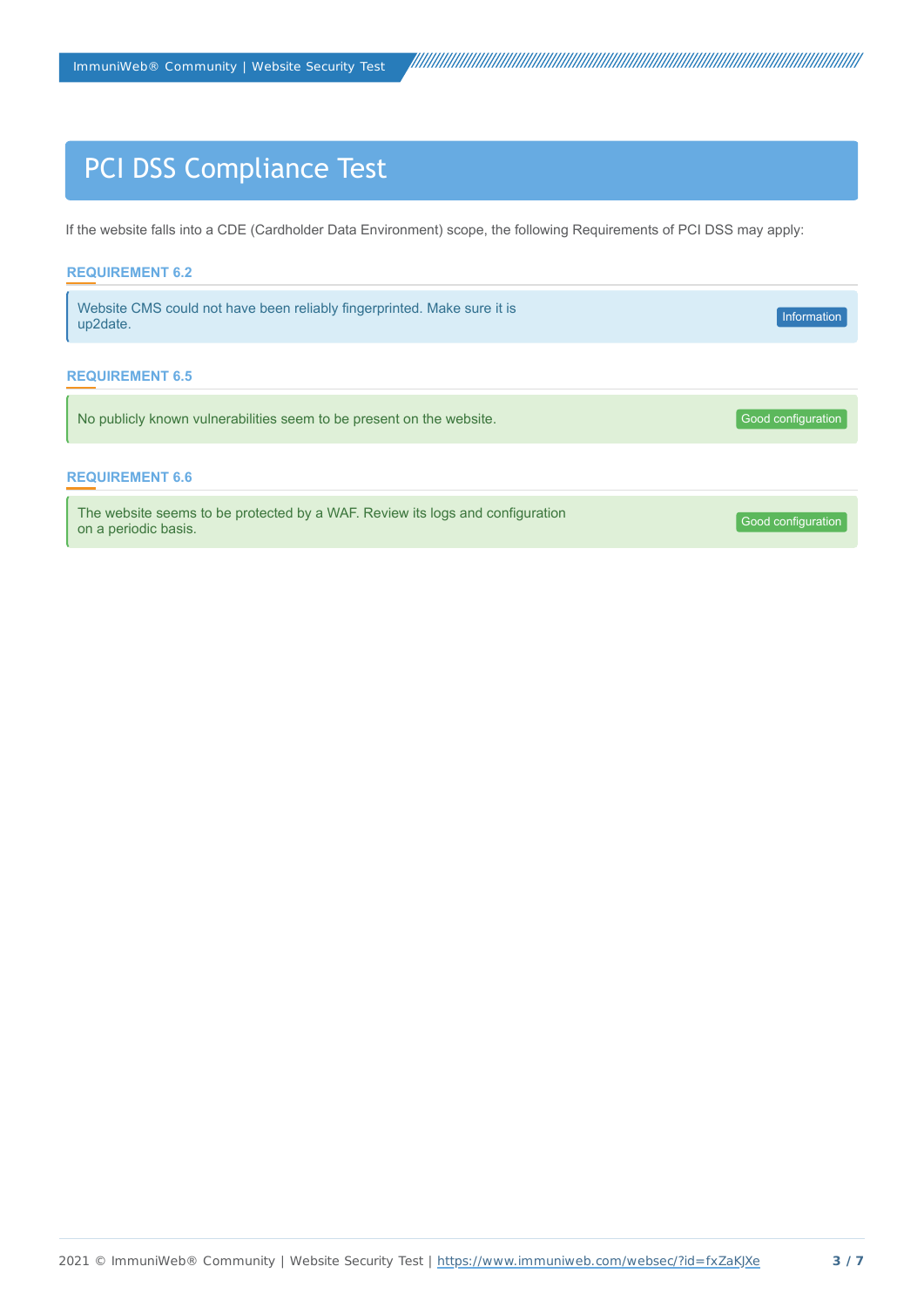# PCI DSS Compliance Test

If the website falls into a CDE (Cardholder Data Environment) scope, the following Requirements of PCI DSS may apply:

## REQUIREMENT 6.2

Website CMS could not have been reliably fingerprinted. Make sure it is up2date. **Information**

## REQUIREMENT 6.5

No publicly known vulnerabilities seem to be present on the website. **Good configuration**

## REQUIREMENT 6.6

The website seems to be protected by a WAF. Review its logs and configuration on a periodic basis. **Good configuration**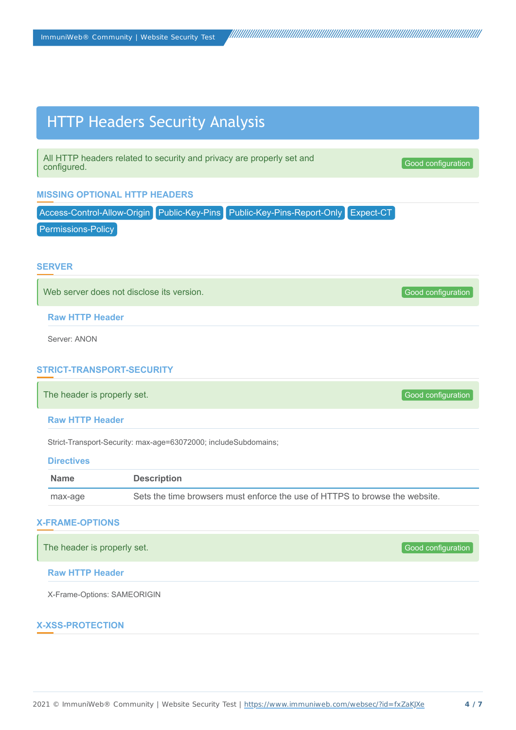# HTTP Headers Security Analysis

All HTTP headers related to security and privacy are properly set and configured. Good configuration

## MISSING OPTIONAL HTTP HEADERS

Access-Control-Allow-Origin | Public-Key-Pins | Public-Key-Pins-Report-Only | Expect-CT | Permissions-Policy

## SERVER

Web server does not disclose its version. Good configuration

### Raw HTTP Header

Server: ANON

## STRICT-TRANSPORT-SECURITY

The header is properly set. Good configuration

### Raw HTTP Header

Strict-Transport-Security: max-age=63072000; includeSubdomains;

### Directives

| Name | Description |
| --- | --- |
| max-age | Sets the time browsers must enforce the use of HTTPS to browse the website. |

## X-FRAME-OPTIONS

The header is properly set. Good configuration

### Raw HTTP Header

X-Frame-Options: SAMEORIGIN

## X-XSS-PROTECTION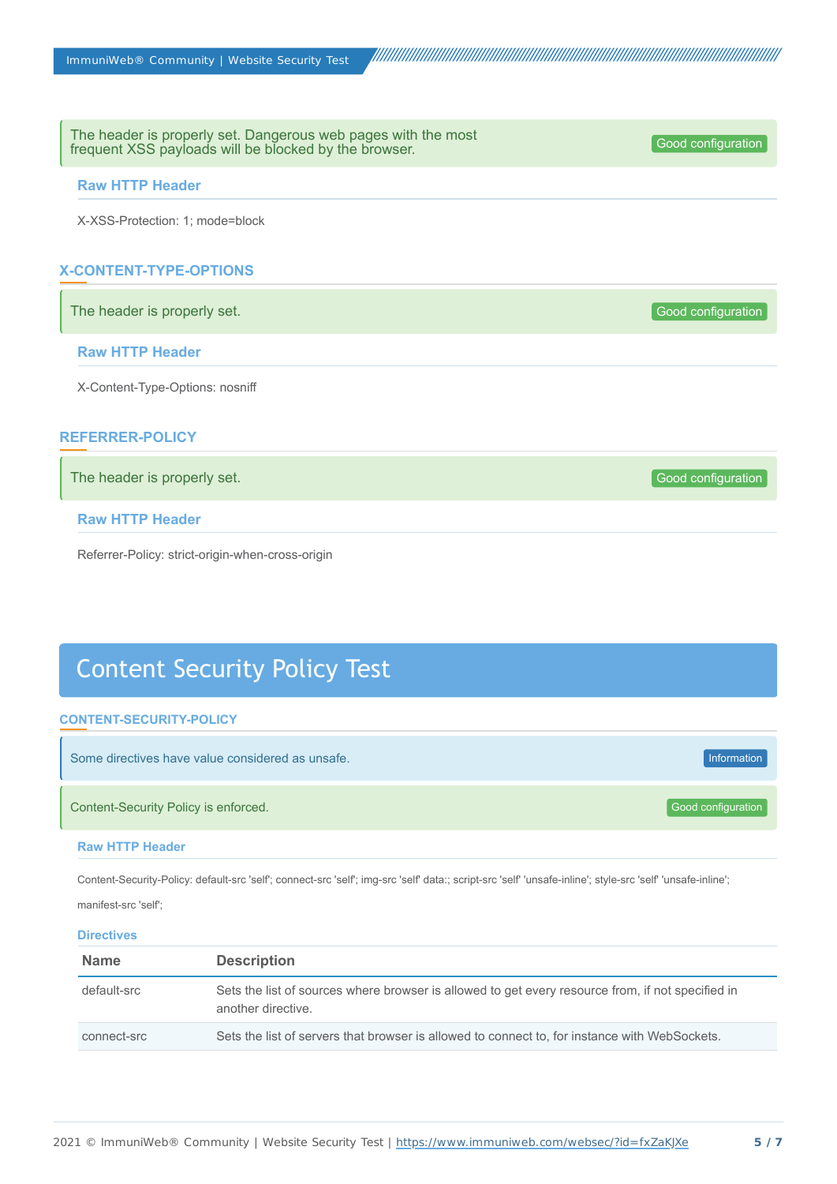The header is properly set. Dangerous web pages with the most frequent XSS payloads will be blocked by the browser. **Good configuration**

#### Raw HTTP Header

X-XSS-Protection: 1; mode=block

### X-CONTENT-TYPE-OPTIONS

The header is properly set. **Good configuration**

#### Raw HTTP Header

X-Content-Type-Options: nosniff

### REFERRER-POLICY

The header is properly set. **Good configuration**

#### Raw HTTP Header

Referrer-Policy: strict-origin-when-cross-origin

## Content Security Policy Test

### CONTENT-SECURITY-POLICY

Some directives have value considered as unsafe. **Information**

Content-Security Policy is enforced. **Good configuration**

#### Raw HTTP Header

Content-Security-Policy: default-src 'self'; connect-src 'self'; img-src 'self' data:; script-src 'self' 'unsafe-inline'; style-src 'self' 'unsafe-inline'; manifest-src 'self';

#### Directives

| Name | Description |
| --- | --- |
| default-src | Sets the list of sources where browser is allowed to get every resource from, if not specified in another directive. |
| connect-src | Sets the list of servers that browser is allowed to connect to, for instance with WebSockets. |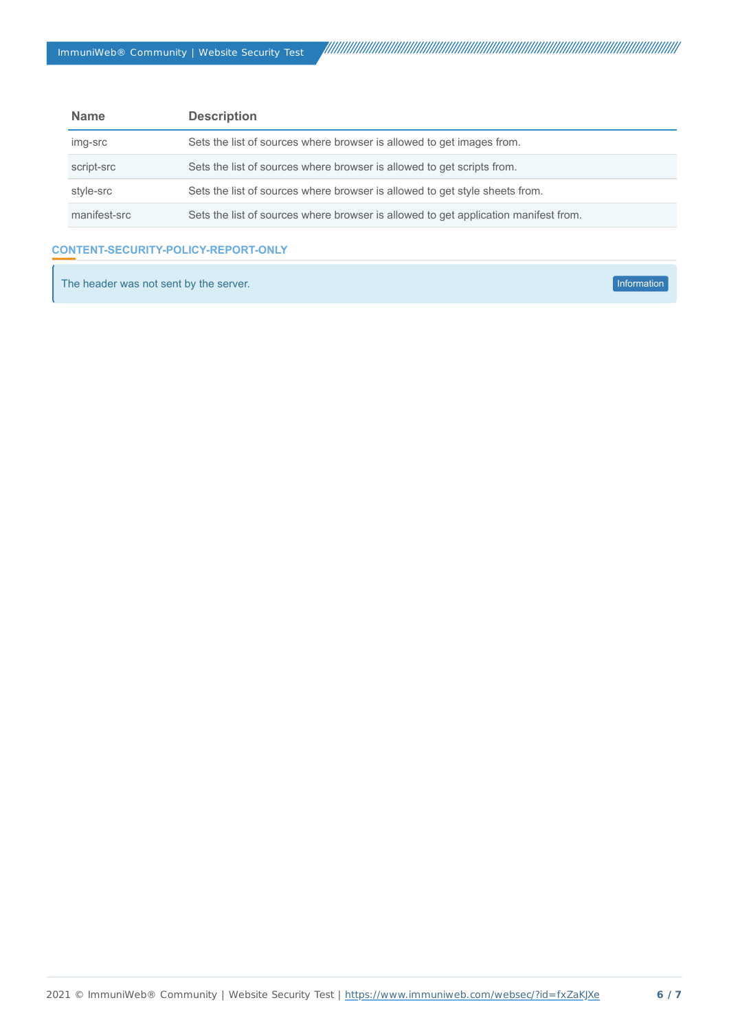| Name | Description |
| --- | --- |
| img-src | Sets the list of sources where browser is allowed to get images from. |
| script-src | Sets the list of sources where browser is allowed to get scripts from. |
| style-src | Sets the list of sources where browser is allowed to get style sheets from. |
| manifest-src | Sets the list of sources where browser is allowed to get application manifest from. |

### CONTENT-SECURITY-POLICY-REPORT-ONLY

The header was not sent by the server. Information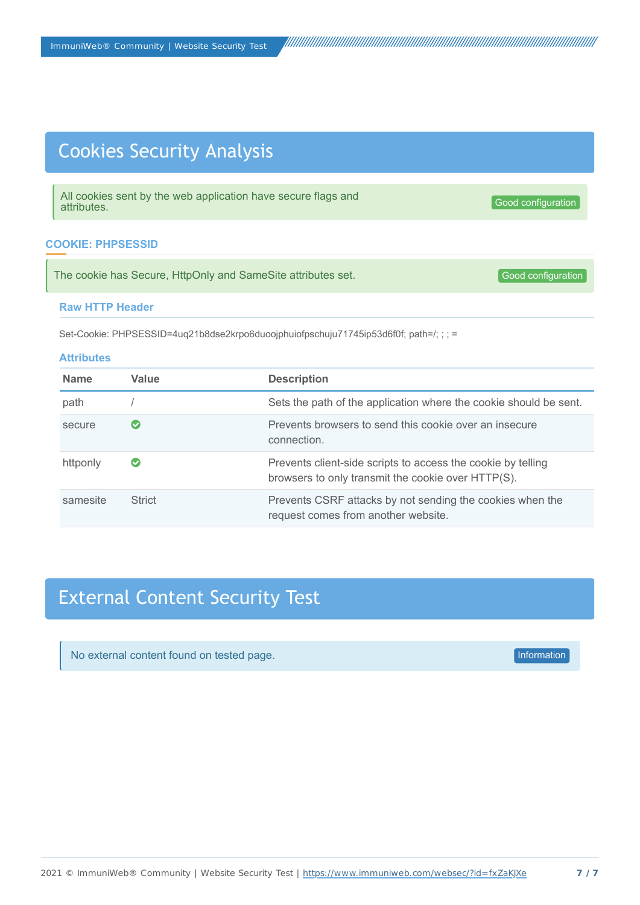# Cookies Security Analysis

All cookies sent by the web application have secure flags and attributes. Good configuration

### COOKIE: PHPSESSID

The cookie has Secure, HttpOnly and SameSite attributes set. Good configuration

#### Raw HTTP Header

Set-Cookie: PHPSESSID=4uq21b8dse2krpo6duoojphuiofpschuju71745ip53d6f0f; path=/; ; ; =

#### Attributes

| Name | Value | Description |
| --- | --- | --- |
| path | / | Sets the path of the application where the cookie should be sent. |
| secure | ✔ | Prevents browsers to send this cookie over an insecure connection. |
| httponly | ✔ | Prevents client-side scripts to access the cookie by telling browsers to only transmit the cookie over HTTP(S). |
| samesite | Strict | Prevents CSRF attacks by not sending the cookies when the request comes from another website. |

# External Content Security Test

No external content found on tested page. Information